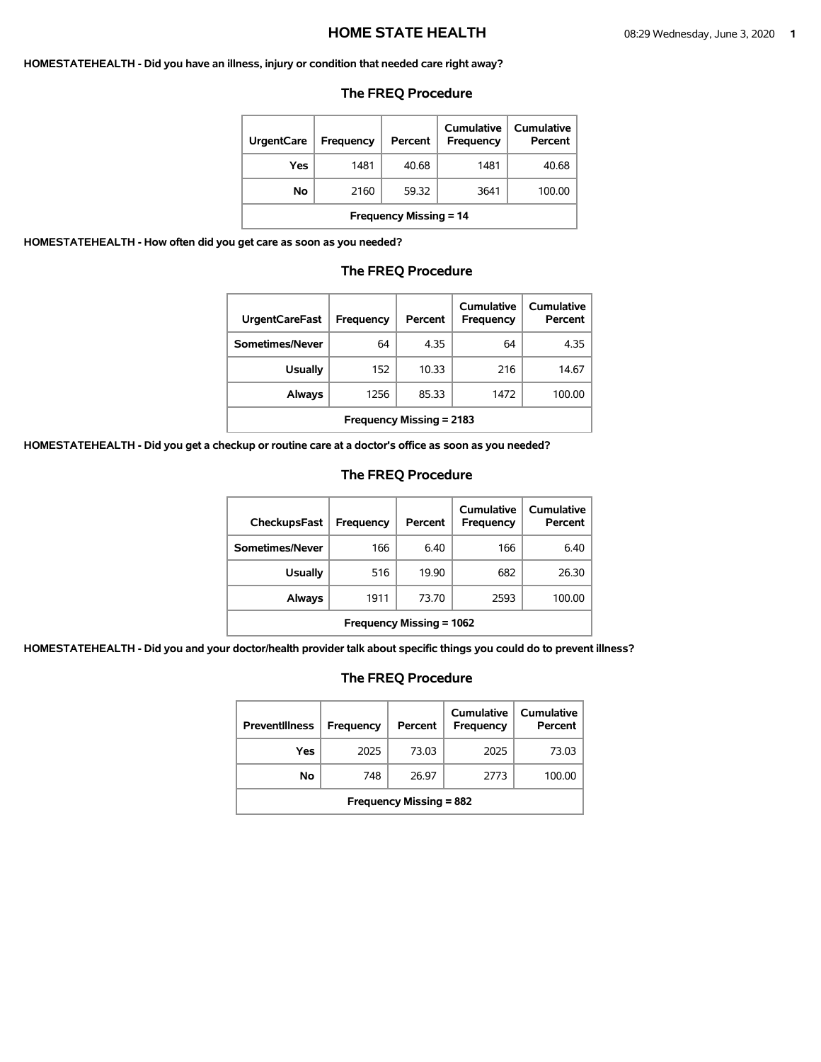**HOMESTATEHEALTH - Did you have an illness, injury or condition that needed care right away?**

## The FREQ Procedure

| UrgentCare | Frequency | Percent | Cumulative Frequency | Cumulative Percent |
|---|---|---|---|---|
| Yes | 1481 | 40.68 | 1481 | 40.68 |
| No | 2160 | 59.32 | 3641 | 100.00 |
| Frequency Missing = 14 | | | | |

**HOMESTATEHEALTH - How often did you get care as soon as you needed?**

## The FREQ Procedure

| UrgentCareFast | Frequency | Percent | Cumulative Frequency | Cumulative Percent |
|---|---|---|---|---|
| Sometimes/Never | 64 | 4.35 | 64 | 4.35 |
| Usually | 152 | 10.33 | 216 | 14.67 |
| Always | 1256 | 85.33 | 1472 | 100.00 |
| Frequency Missing = 2183 | | | | |

**HOMESTATEHEALTH - Did you get a checkup or routine care at a doctor's office as soon as you needed?**

## The FREQ Procedure

| CheckupsFast | Frequency | Percent | Cumulative Frequency | Cumulative Percent |
|---|---|---|---|---|
| Sometimes/Never | 166 | 6.40 | 166 | 6.40 |
| Usually | 516 | 19.90 | 682 | 26.30 |
| Always | 1911 | 73.70 | 2593 | 100.00 |
| Frequency Missing = 1062 | | | | |

**HOMESTATEHEALTH - Did you and your doctor/health provider talk about specific things you could do to prevent illness?**

## The FREQ Procedure

| PreventIllness | Frequency | Percent | Cumulative Frequency | Cumulative Percent |
|---|---|---|---|---|
| Yes | 2025 | 73.03 | 2025 | 73.03 |
| No | 748 | 26.97 | 2773 | 100.00 |
| Frequency Missing = 882 | | | | |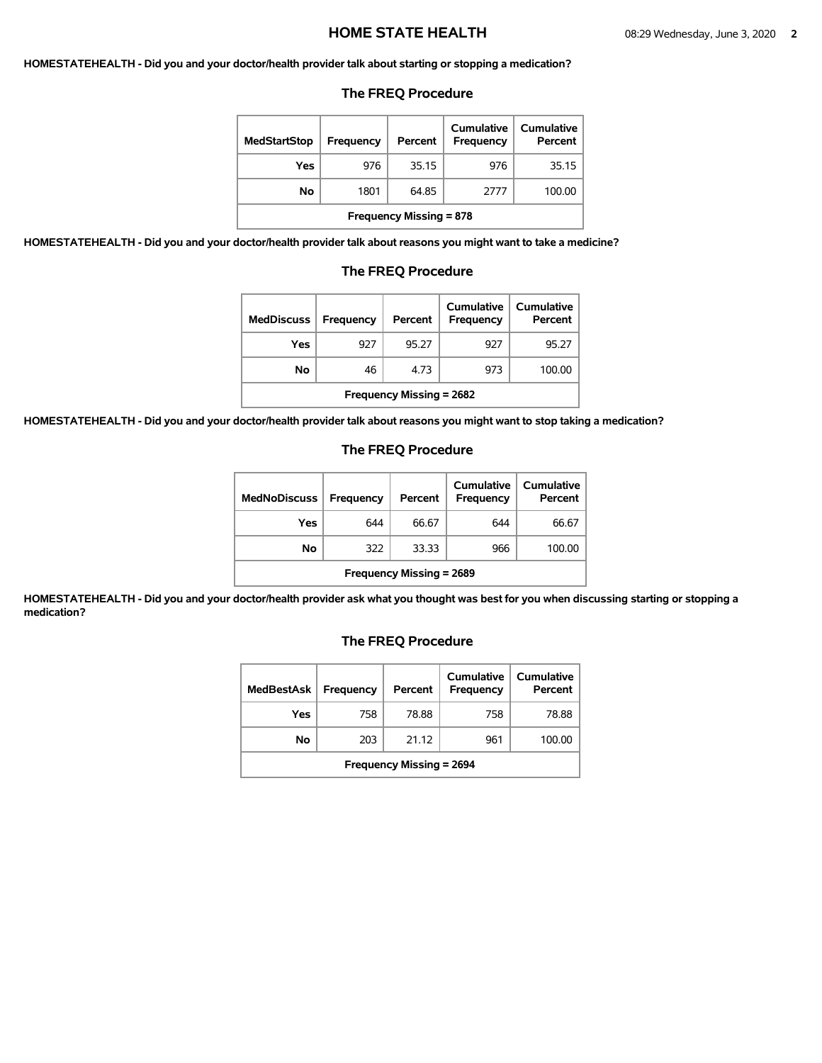**HOMESTATEHEALTH - Did you and your doctor/health provider talk about starting or stopping a medication?**

### The FREQ Procedure

| MedStartStop | Frequency | Percent | Cumulative Frequency | Cumulative Percent |
|---|---|---|---|---|
| Yes | 976 | 35.15 | 976 | 35.15 |
| No | 1801 | 64.85 | 2777 | 100.00 |
| Frequency Missing = 878 | | | | |

**HOMESTATEHEALTH - Did you and your doctor/health provider talk about reasons you might want to take a medicine?**

### The FREQ Procedure

| MedDiscuss | Frequency | Percent | Cumulative Frequency | Cumulative Percent |
|---|---|---|---|---|
| Yes | 927 | 95.27 | 927 | 95.27 |
| No | 46 | 4.73 | 973 | 100.00 |
| Frequency Missing = 2682 | | | | |

**HOMESTATEHEALTH - Did you and your doctor/health provider talk about reasons you might want to stop taking a medication?**

### The FREQ Procedure

| MedNoDiscuss | Frequency | Percent | Cumulative Frequency | Cumulative Percent |
|---|---|---|---|---|
| Yes | 644 | 66.67 | 644 | 66.67 |
| No | 322 | 33.33 | 966 | 100.00 |
| Frequency Missing = 2689 | | | | |

**HOMESTATEHEALTH - Did you and your doctor/health provider ask what you thought was best for you when discussing starting or stopping a medication?**

### The FREQ Procedure

| MedBestAsk | Frequency | Percent | Cumulative Frequency | Cumulative Percent |
|---|---|---|---|---|
| Yes | 758 | 78.88 | 758 | 78.88 |
| No | 203 | 21.12 | 961 | 100.00 |
| Frequency Missing = 2694 | | | | |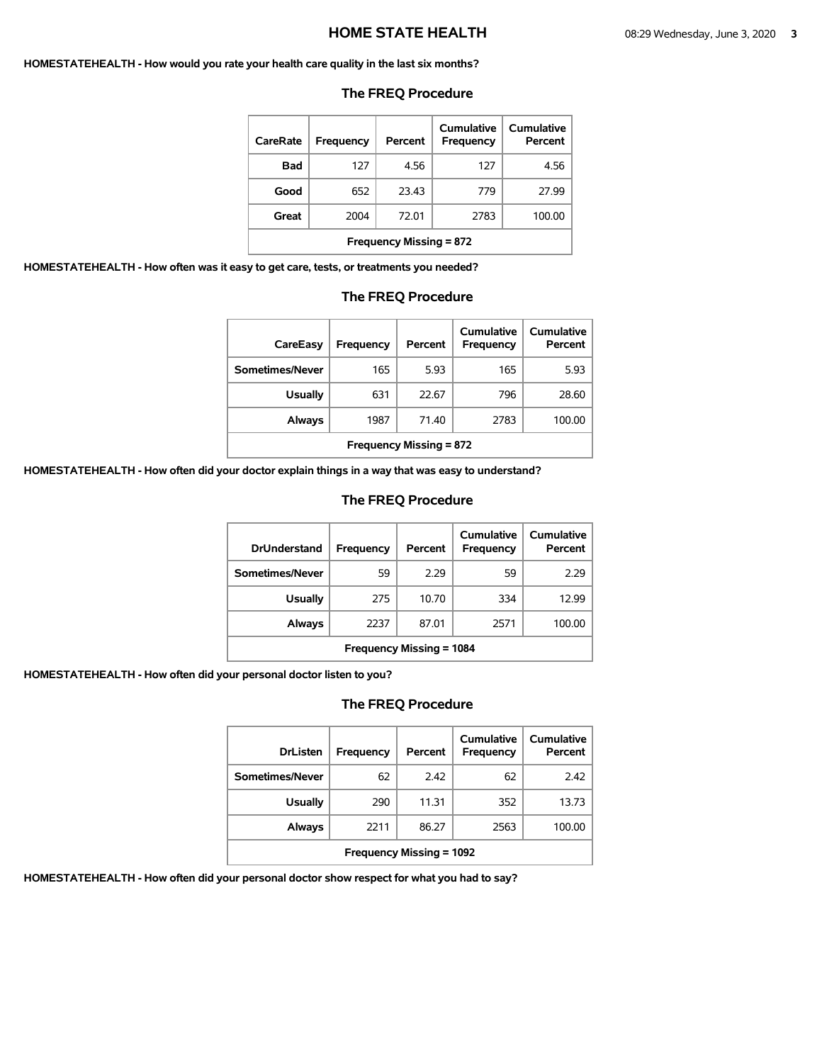**HOMESTATEHEALTH - How would you rate your health care quality in the last six months?**

### The FREQ Procedure

| CareRate | Frequency | Percent | Cumulative Frequency | Cumulative Percent |
|---|---|---|---|---|
| Bad | 127 | 4.56 | 127 | 4.56 |
| Good | 652 | 23.43 | 779 | 27.99 |
| Great | 2004 | 72.01 | 2783 | 100.00 |
| Frequency Missing = 872 | | | | |

**HOMESTATEHEALTH - How often was it easy to get care, tests, or treatments you needed?**

### The FREQ Procedure

| CareEasy | Frequency | Percent | Cumulative Frequency | Cumulative Percent |
|---|---|---|---|---|
| Sometimes/Never | 165 | 5.93 | 165 | 5.93 |
| Usually | 631 | 22.67 | 796 | 28.60 |
| Always | 1987 | 71.40 | 2783 | 100.00 |
| Frequency Missing = 872 | | | | |

**HOMESTATEHEALTH - How often did your doctor explain things in a way that was easy to understand?**

### The FREQ Procedure

| DrUnderstand | Frequency | Percent | Cumulative Frequency | Cumulative Percent |
|---|---|---|---|---|
| Sometimes/Never | 59 | 2.29 | 59 | 2.29 |
| Usually | 275 | 10.70 | 334 | 12.99 |
| Always | 2237 | 87.01 | 2571 | 100.00 |
| Frequency Missing = 1084 | | | | |

**HOMESTATEHEALTH - How often did your personal doctor listen to you?**

### The FREQ Procedure

| DrListen | Frequency | Percent | Cumulative Frequency | Cumulative Percent |
|---|---|---|---|---|
| Sometimes/Never | 62 | 2.42 | 62 | 2.42 |
| Usually | 290 | 11.31 | 352 | 13.73 |
| Always | 2211 | 86.27 | 2563 | 100.00 |
| Frequency Missing = 1092 | | | | |

**HOMESTATEHEALTH - How often did your personal doctor show respect for what you had to say?**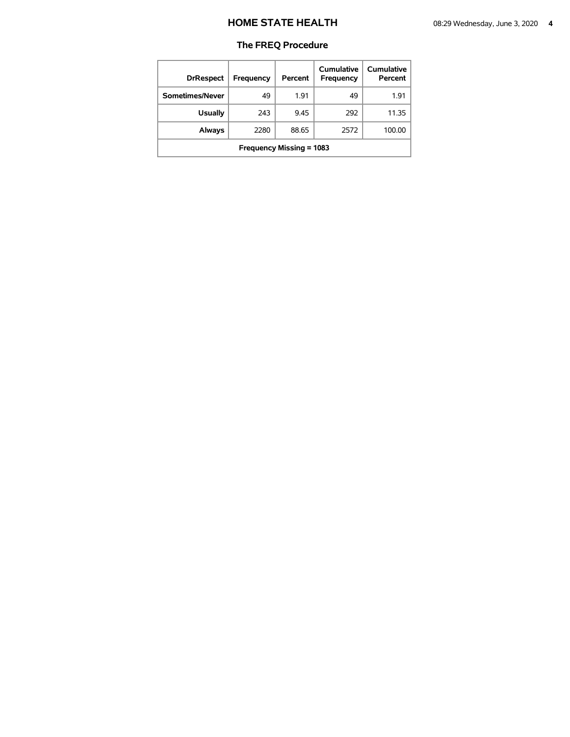## The FREQ Procedure

| DrRespect | Frequency | Percent | Cumulative Frequency | Cumulative Percent |
|---|---|---|---|---|
| Sometimes/Never | 49 | 1.91 | 49 | 1.91 |
| Usually | 243 | 9.45 | 292 | 11.35 |
| Always | 2280 | 88.65 | 2572 | 100.00 |
| Frequency Missing = 1083 | | | | |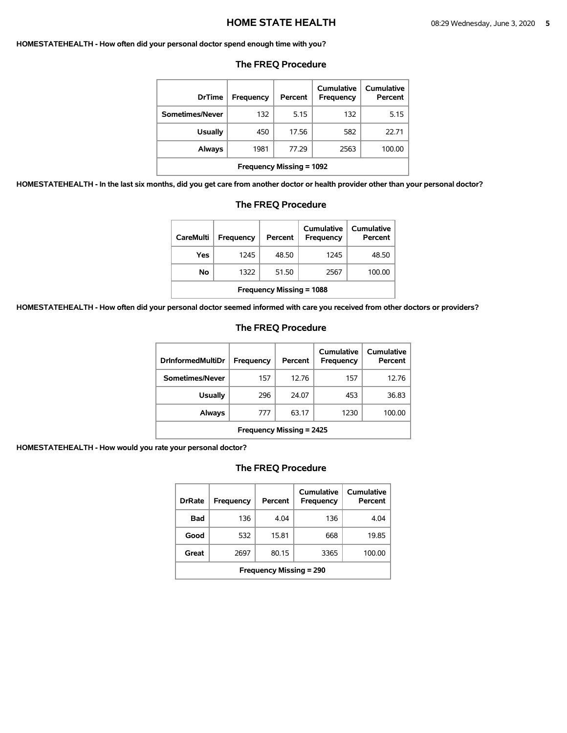**HOMESTATEHEALTH - How often did your personal doctor spend enough time with you?**

## The FREQ Procedure

| DrTime | Frequency | Percent | Cumulative Frequency | Cumulative Percent |
|---|---|---|---|---|
| Sometimes/Never | 132 | 5.15 | 132 | 5.15 |
| Usually | 450 | 17.56 | 582 | 22.71 |
| Always | 1981 | 77.29 | 2563 | 100.00 |
| Frequency Missing = 1092 | | | | |

**HOMESTATEHEALTH - In the last six months, did you get care from another doctor or health provider other than your personal doctor?**

## The FREQ Procedure

| CareMulti | Frequency | Percent | Cumulative Frequency | Cumulative Percent |
|---|---|---|---|---|
| Yes | 1245 | 48.50 | 1245 | 48.50 |
| No | 1322 | 51.50 | 2567 | 100.00 |
| Frequency Missing = 1088 | | | | |

**HOMESTATEHEALTH - How often did your personal doctor seemed informed with care you received from other doctors or providers?**

## The FREQ Procedure

| DrInformedMultiDr | Frequency | Percent | Cumulative Frequency | Cumulative Percent |
|---|---|---|---|---|
| Sometimes/Never | 157 | 12.76 | 157 | 12.76 |
| Usually | 296 | 24.07 | 453 | 36.83 |
| Always | 777 | 63.17 | 1230 | 100.00 |
| Frequency Missing = 2425 | | | | |

**HOMESTATEHEALTH - How would you rate your personal doctor?**

## The FREQ Procedure

| DrRate | Frequency | Percent | Cumulative Frequency | Cumulative Percent |
|---|---|---|---|---|
| Bad | 136 | 4.04 | 136 | 4.04 |
| Good | 532 | 15.81 | 668 | 19.85 |
| Great | 2697 | 80.15 | 3365 | 100.00 |
| Frequency Missing = 290 | | | | |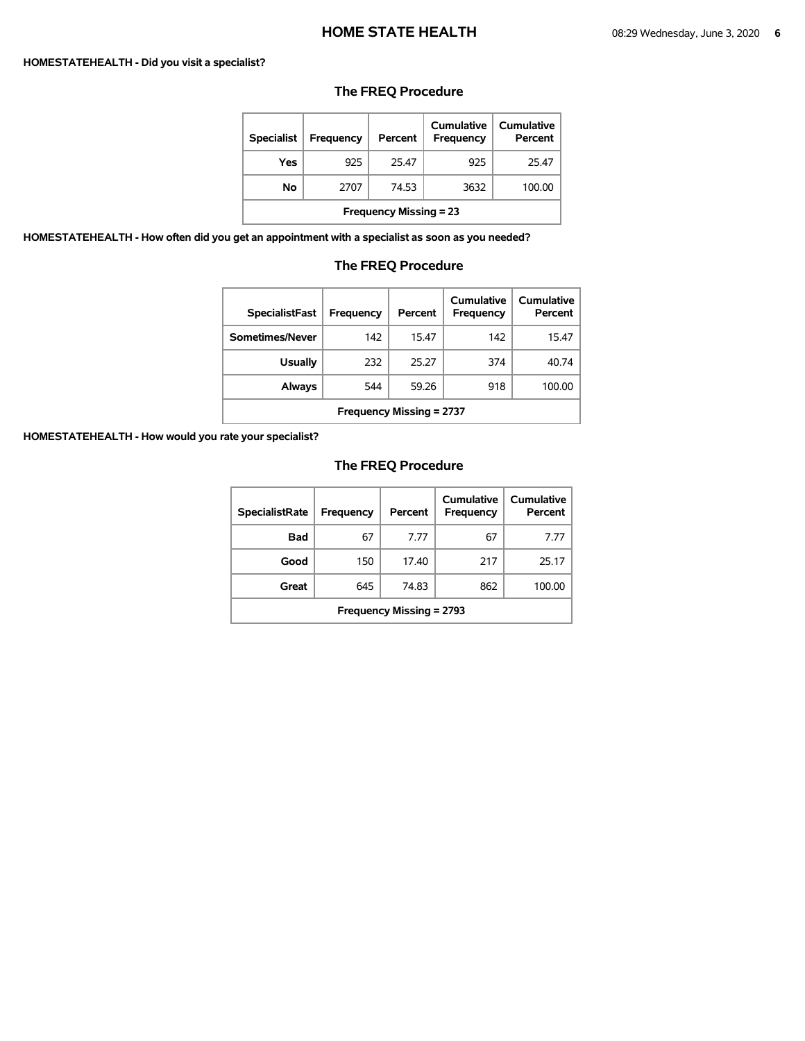**HOMESTATEHEALTH - Did you visit a specialist?**

### The FREQ Procedure

| Specialist | Frequency | Percent | Cumulative Frequency | Cumulative Percent |
|---|---|---|---|---|
| Yes | 925 | 25.47 | 925 | 25.47 |
| No | 2707 | 74.53 | 3632 | 100.00 |
| Frequency Missing = 23 | | | | |

**HOMESTATEHEALTH - How often did you get an appointment with a specialist as soon as you needed?**

### The FREQ Procedure

| SpecialistFast | Frequency | Percent | Cumulative Frequency | Cumulative Percent |
|---|---|---|---|---|
| Sometimes/Never | 142 | 15.47 | 142 | 15.47 |
| Usually | 232 | 25.27 | 374 | 40.74 |
| Always | 544 | 59.26 | 918 | 100.00 |
| Frequency Missing = 2737 | | | | |

**HOMESTATEHEALTH - How would you rate your specialist?**

### The FREQ Procedure

| SpecialistRate | Frequency | Percent | Cumulative Frequency | Cumulative Percent |
|---|---|---|---|---|
| Bad | 67 | 7.77 | 67 | 7.77 |
| Good | 150 | 17.40 | 217 | 25.17 |
| Great | 645 | 74.83 | 862 | 100.00 |
| Frequency Missing = 2793 | | | | |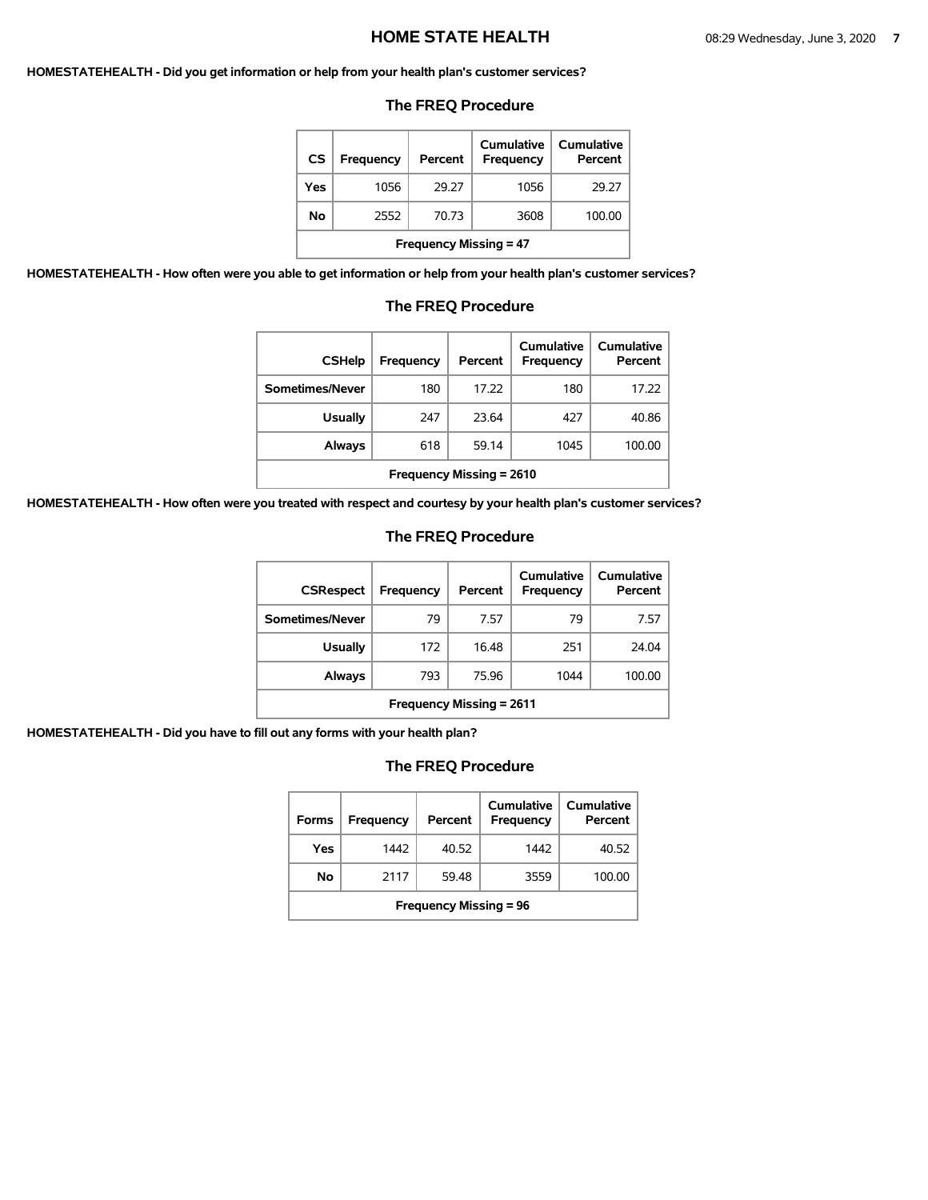**HOMESTATEHEALTH - Did you get information or help from your health plan's customer services?**

## The FREQ Procedure

| CS | Frequency | Percent | Cumulative Frequency | Cumulative Percent |
|---|---|---|---|---|
| Yes | 1056 | 29.27 | 1056 | 29.27 |
| No | 2552 | 70.73 | 3608 | 100.00 |
| Frequency Missing = 47 | | | | |

**HOMESTATEHEALTH - How often were you able to get information or help from your health plan's customer services?**

## The FREQ Procedure

| CSHelp | Frequency | Percent | Cumulative Frequency | Cumulative Percent |
|---|---|---|---|---|
| Sometimes/Never | 180 | 17.22 | 180 | 17.22 |
| Usually | 247 | 23.64 | 427 | 40.86 |
| Always | 618 | 59.14 | 1045 | 100.00 |
| Frequency Missing = 2610 | | | | |

**HOMESTATEHEALTH - How often were you treated with respect and courtesy by your health plan's customer services?**

## The FREQ Procedure

| CSRespect | Frequency | Percent | Cumulative Frequency | Cumulative Percent |
|---|---|---|---|---|
| Sometimes/Never | 79 | 7.57 | 79 | 7.57 |
| Usually | 172 | 16.48 | 251 | 24.04 |
| Always | 793 | 75.96 | 1044 | 100.00 |
| Frequency Missing = 2611 | | | | |

**HOMESTATEHEALTH - Did you have to fill out any forms with your health plan?**

## The FREQ Procedure

| Forms | Frequency | Percent | Cumulative Frequency | Cumulative Percent |
|---|---|---|---|---|
| Yes | 1442 | 40.52 | 1442 | 40.52 |
| No | 2117 | 59.48 | 3559 | 100.00 |
| Frequency Missing = 96 | | | | |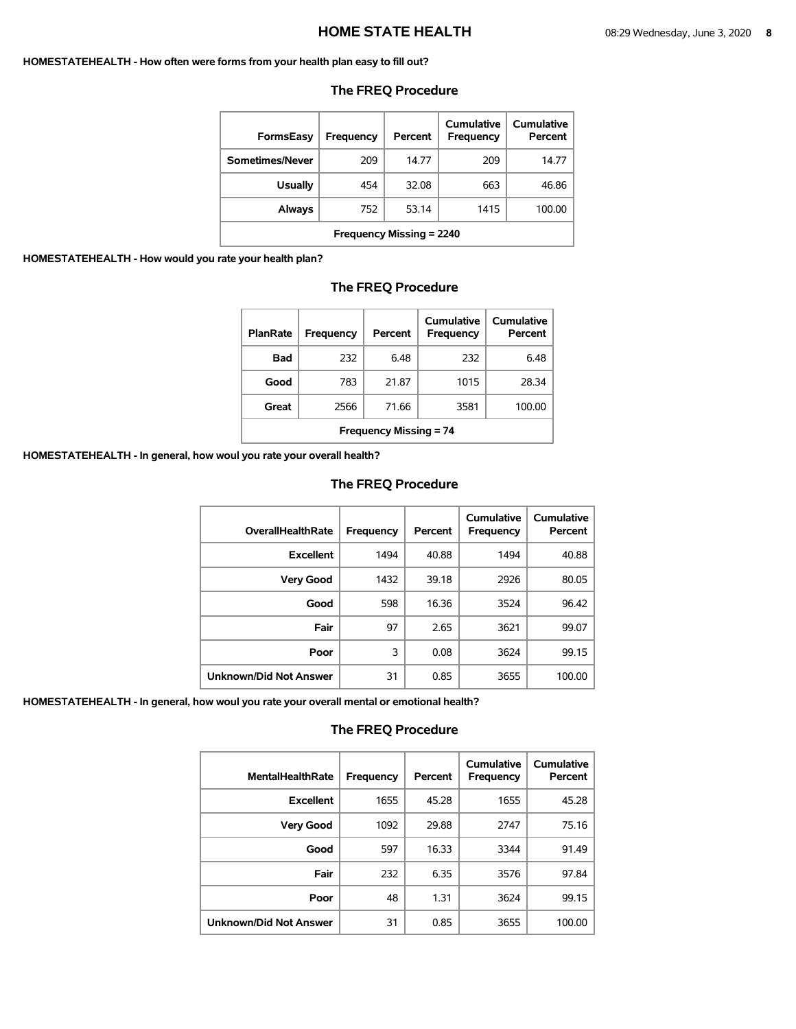**HOMESTATEHEALTH - How often were forms from your health plan easy to fill out?**

## The FREQ Procedure

| FormsEasy | Frequency | Percent | Cumulative Frequency | Cumulative Percent |
|---|---|---|---|---|
| Sometimes/Never | 209 | 14.77 | 209 | 14.77 |
| Usually | 454 | 32.08 | 663 | 46.86 |
| Always | 752 | 53.14 | 1415 | 100.00 |
| Frequency Missing = 2240 | | | | |

**HOMESTATEHEALTH - How would you rate your health plan?**

## The FREQ Procedure

| PlanRate | Frequency | Percent | Cumulative Frequency | Cumulative Percent |
|---|---|---|---|---|
| Bad | 232 | 6.48 | 232 | 6.48 |
| Good | 783 | 21.87 | 1015 | 28.34 |
| Great | 2566 | 71.66 | 3581 | 100.00 |
| Frequency Missing = 74 | | | | |

**HOMESTATEHEALTH - In general, how woul you rate your overall health?**

## The FREQ Procedure

| OverallHealthRate | Frequency | Percent | Cumulative Frequency | Cumulative Percent |
|---|---|---|---|---|
| Excellent | 1494 | 40.88 | 1494 | 40.88 |
| Very Good | 1432 | 39.18 | 2926 | 80.05 |
| Good | 598 | 16.36 | 3524 | 96.42 |
| Fair | 97 | 2.65 | 3621 | 99.07 |
| Poor | 3 | 0.08 | 3624 | 99.15 |
| Unknown/Did Not Answer | 31 | 0.85 | 3655 | 100.00 |

**HOMESTATEHEALTH - In general, how woul you rate your overall mental or emotional health?**

## The FREQ Procedure

| MentalHealthRate | Frequency | Percent | Cumulative Frequency | Cumulative Percent |
|---|---|---|---|---|
| Excellent | 1655 | 45.28 | 1655 | 45.28 |
| Very Good | 1092 | 29.88 | 2747 | 75.16 |
| Good | 597 | 16.33 | 3344 | 91.49 |
| Fair | 232 | 6.35 | 3576 | 97.84 |
| Poor | 48 | 1.31 | 3624 | 99.15 |
| Unknown/Did Not Answer | 31 | 0.85 | 3655 | 100.00 |